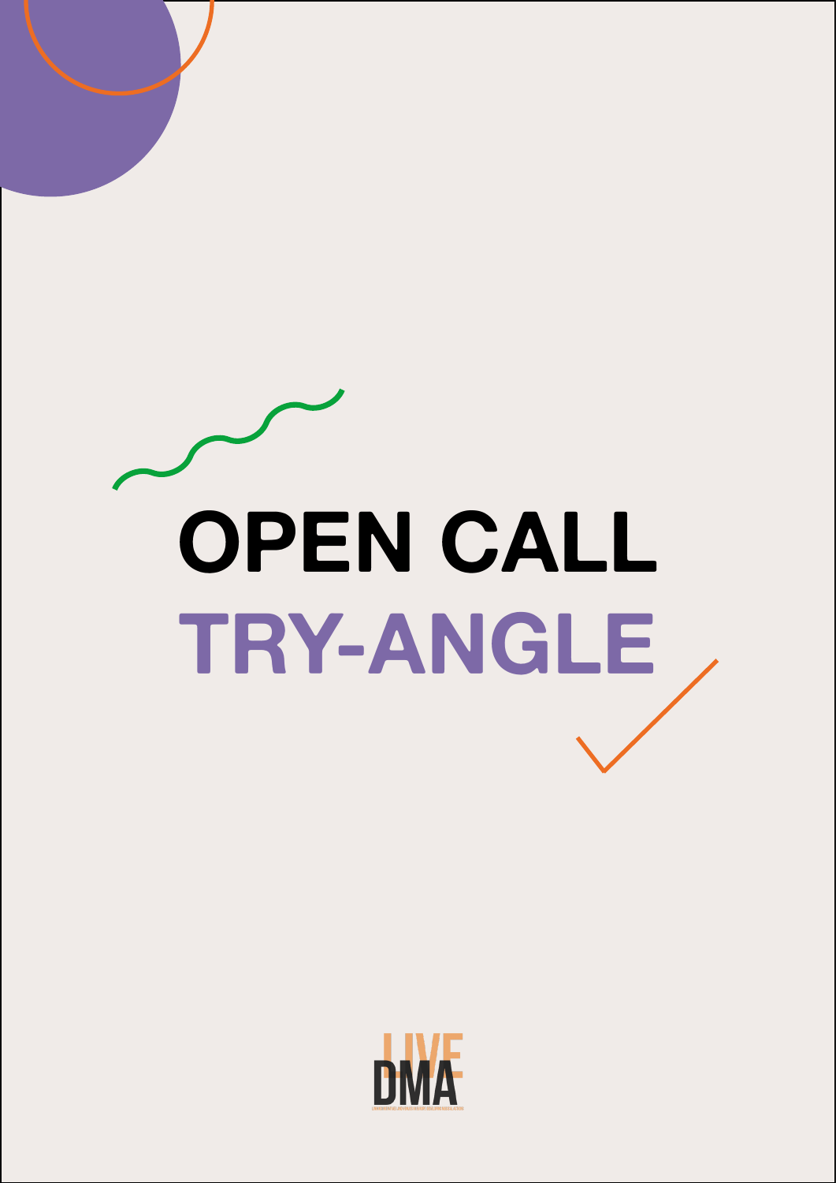# OPEN CALL

# TRY-ANGLE

LIVE DMA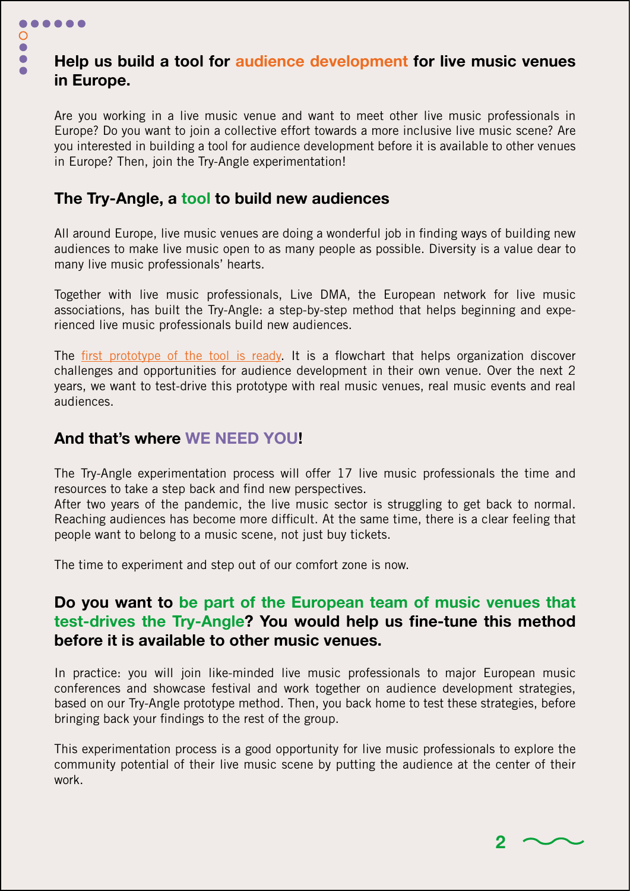## Help us build a tool for audience development for live music venues in Europe.

Are you working in a live music venue and want to meet other live music professionals in Europe? Do you want to join a collective effort towards a more inclusive live music scene? Are you interested in building a tool for audience development before it is available to other venues in Europe? Then, join the Try-Angle experimentation!

## The Try-Angle, a tool to build new audiences

All around Europe, live music venues are doing a wonderful job in finding ways of building new audiences to make live music open to as many people as possible. Diversity is a value dear to many live music professionals' hearts.

Together with live music professionals, Live DMA, the European network for live music associations, has built the Try-Angle: a step-by-step method that helps beginning and experienced live music professionals build new audiences.

The first prototype of the tool is ready. It is a flowchart that helps organization discover challenges and opportunities for audience development in their own venue. Over the next 2 years, we want to test-drive this prototype with real music venues, real music events and real audiences.

## And that's where WE NEED YOU!

The Try-Angle experimentation process will offer 17 live music professionals the time and resources to take a step back and find new perspectives.
After two years of the pandemic, the live music sector is struggling to get back to normal. Reaching audiences has become more difficult. At the same time, there is a clear feeling that people want to belong to a music scene, not just buy tickets.

The time to experiment and step out of our comfort zone is now.

## Do you want to be part of the European team of music venues that test-drives the Try-Angle? You would help us fine-tune this method before it is available to other music venues.

In practice: you will join like-minded live music professionals to major European music conferences and showcase festival and work together on audience development strategies, based on our Try-Angle prototype method. Then, you back home to test these strategies, before bringing back your findings to the rest of the group.

This experimentation process is a good opportunity for live music professionals to explore the community potential of their live music scene by putting the audience at the center of their work.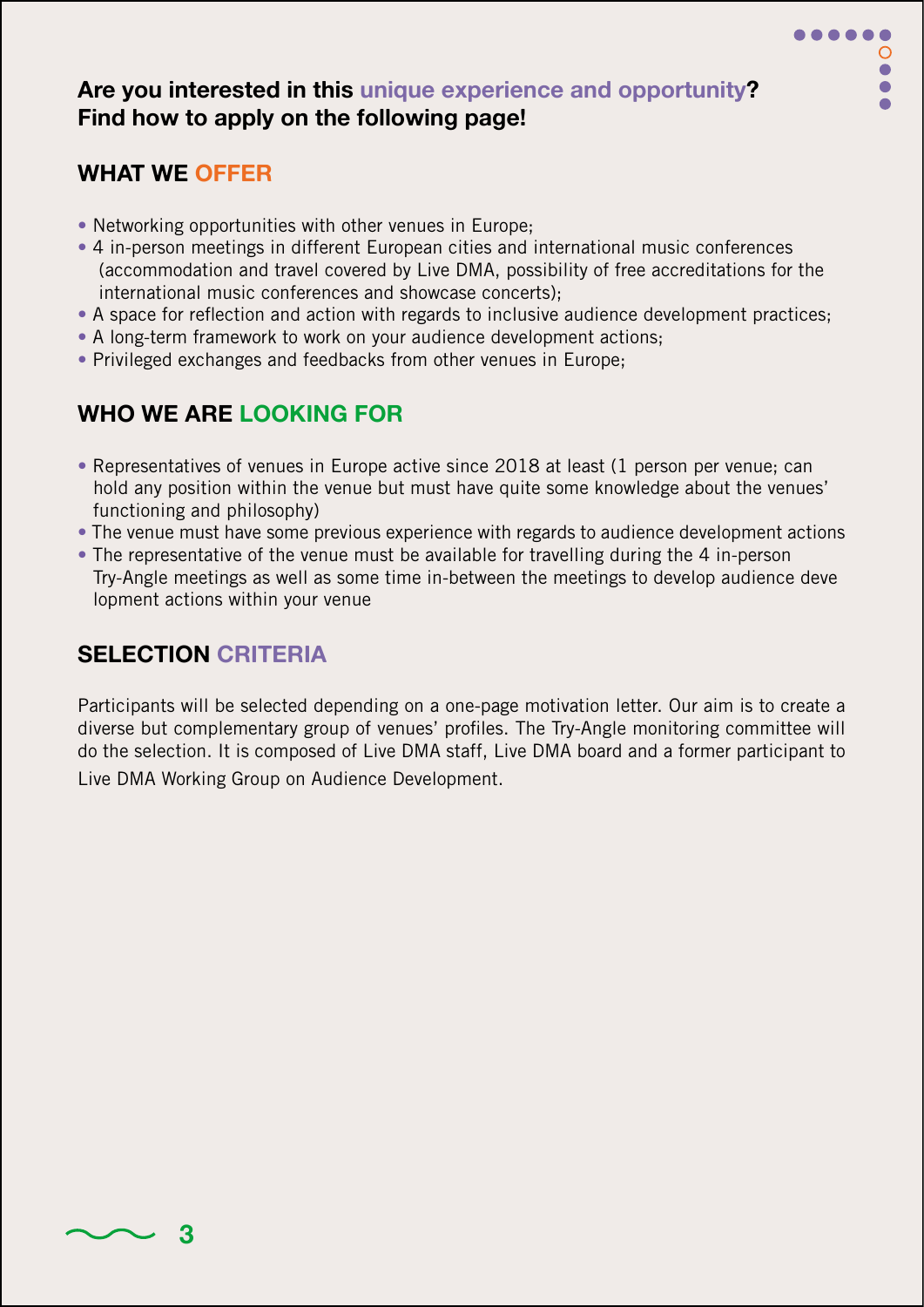**Are you interested in this unique experience and opportunity? Find how to apply on the following page!**

## WHAT WE OFFER

- Networking opportunities with other venues in Europe;
- 4 in-person meetings in different European cities and international music conferences (accommodation and travel covered by Live DMA, possibility of free accreditations for the international music conferences and showcase concerts);
- A space for reflection and action with regards to inclusive audience development practices;
- A long-term framework to work on your audience development actions;
- Privileged exchanges and feedbacks from other venues in Europe;

## WHO WE ARE LOOKING FOR

- Representatives of venues in Europe active since 2018 at least (1 person per venue; can hold any position within the venue but must have quite some knowledge about the venues' functioning and philosophy)
- The venue must have some previous experience with regards to audience development actions
- The representative of the venue must be available for travelling during the 4 in-person Try-Angle meetings as well as some time in-between the meetings to develop audience development actions within your venue

## SELECTION CRITERIA

Participants will be selected depending on a one-page motivation letter. Our aim is to create a diverse but complementary group of venues' profiles. The Try-Angle monitoring committee will do the selection. It is composed of Live DMA staff, Live DMA board and a former participant to Live DMA Working Group on Audience Development.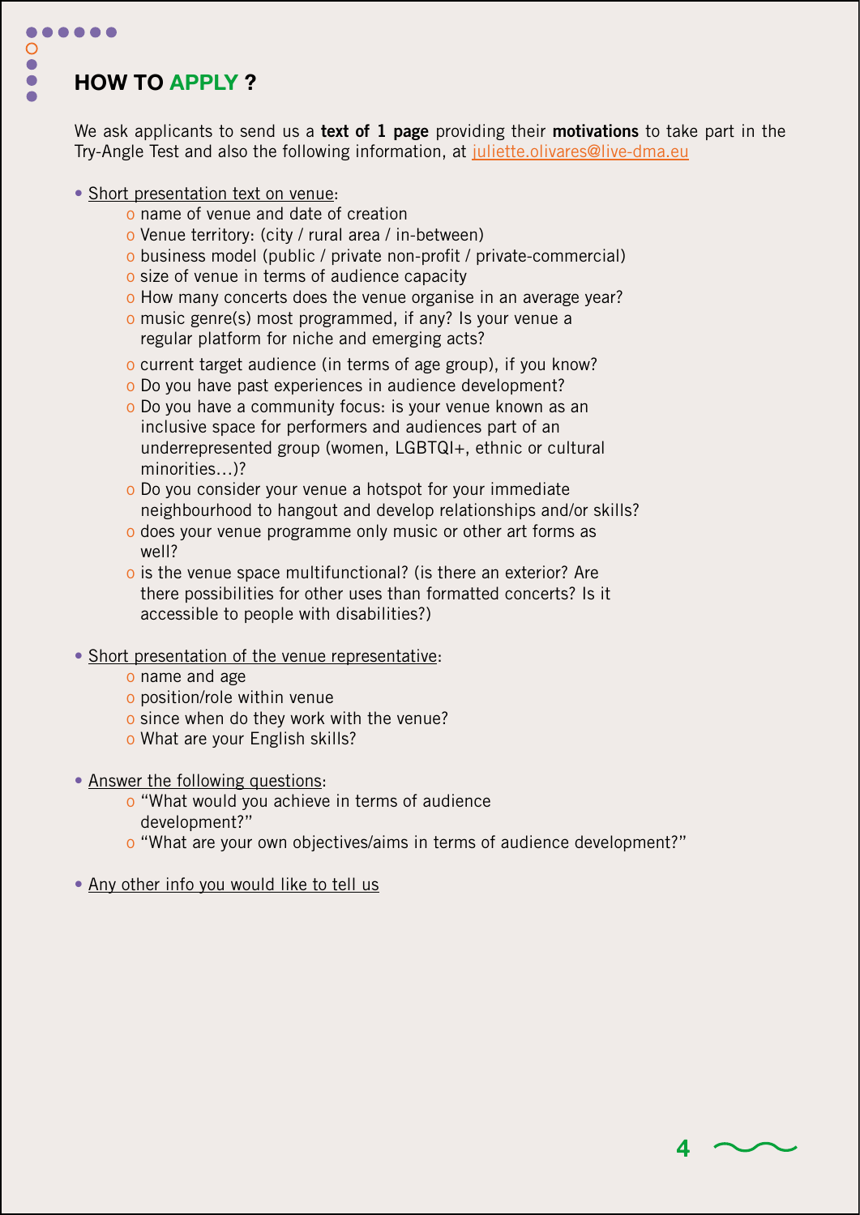# HOW TO APPLY ?

We ask applicants to send us a **text of 1 page** providing their **motivations** to take part in the Try-Angle Test and also the following information, at juliette.olivares@live-dma.eu

- Short presentation text on venue:
  - name of venue and date of creation
  - Venue territory: (city / rural area / in-between)
  - business model (public / private non-profit / private-commercial)
  - size of venue in terms of audience capacity
  - How many concerts does the venue organise in an average year?
  - music genre(s) most programmed, if any? Is your venue a regular platform for niche and emerging acts?
  - current target audience (in terms of age group), if you know?
  - Do you have past experiences in audience development?
  - Do you have a community focus: is your venue known as an inclusive space for performers and audiences part of an underrepresented group (women, LGBTQI+, ethnic or cultural minorities…)?
  - Do you consider your venue a hotspot for your immediate neighbourhood to hangout and develop relationships and/or skills?
  - does your venue programme only music or other art forms as well?
  - is the venue space multifunctional? (is there an exterior? Are there possibilities for other uses than formatted concerts? Is it accessible to people with disabilities?)

- Short presentation of the venue representative:
  - name and age
  - position/role within venue
  - since when do they work with the venue?
  - What are your English skills?

- Answer the following questions:
  - "What would you achieve in terms of audience development?"
  - "What are your own objectives/aims in terms of audience development?"

- Any other info you would like to tell us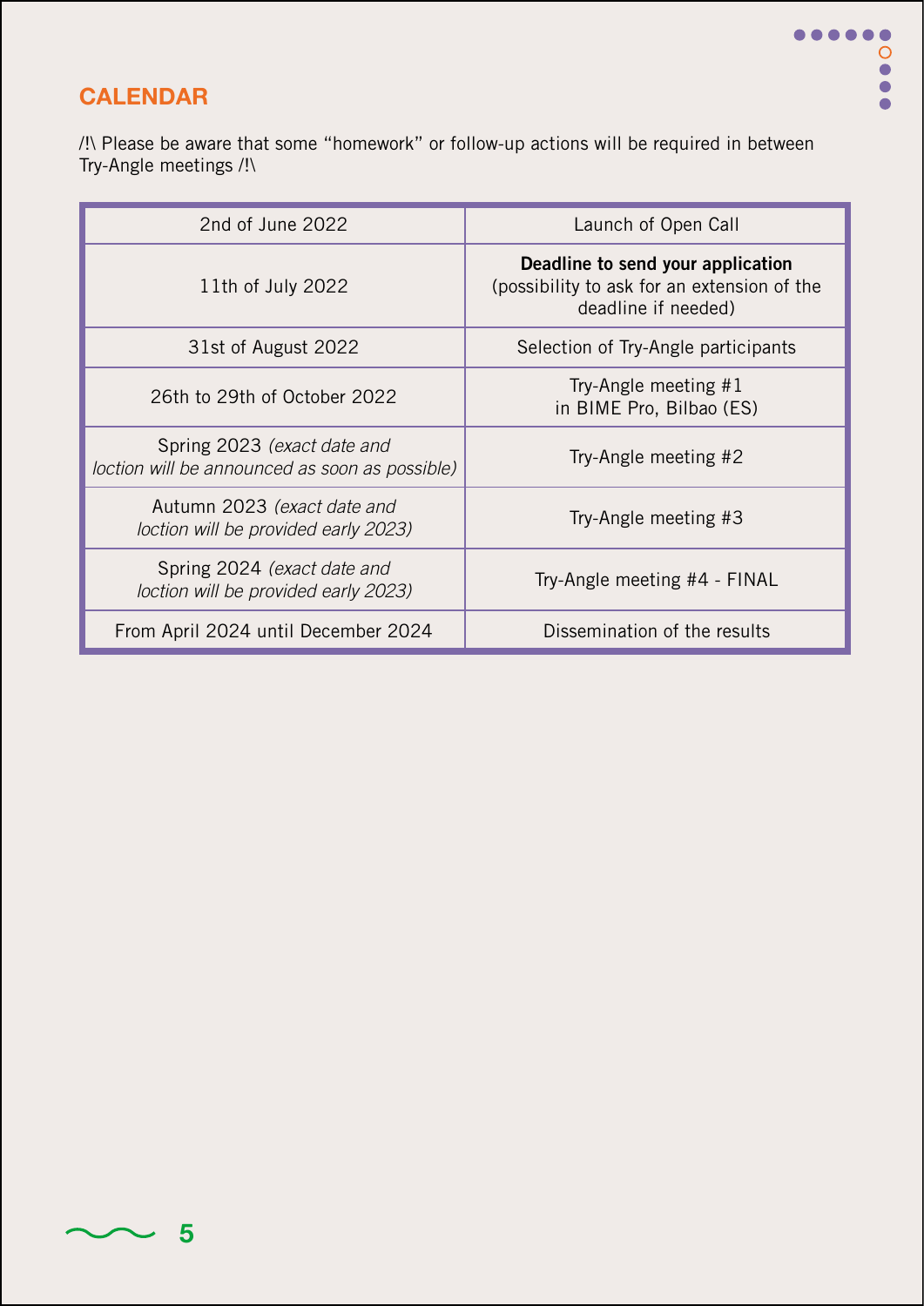## CALENDAR

/!\ Please be aware that some "homework" or follow-up actions will be required in between Try-Angle meetings /!\

| | |
|---|---|
| 2nd of June 2022 | Launch of Open Call |
| 11th of July 2022 | **Deadline to send your application** (possibility to ask for an extension of the deadline if needed) |
| 31st of August 2022 | Selection of Try-Angle participants |
| 26th to 29th of October 2022 | Try-Angle meeting #1 in BIME Pro, Bilbao (ES) |
| Spring 2023 *(exact date and loction will be announced as soon as possible)* | Try-Angle meeting #2 |
| Autumn 2023 *(exact date and loction will be provided early 2023)* | Try-Angle meeting #3 |
| Spring 2024 *(exact date and loction will be provided early 2023)* | Try-Angle meeting #4 - FINAL |
| From April 2024 until December 2024 | Dissemination of the results |